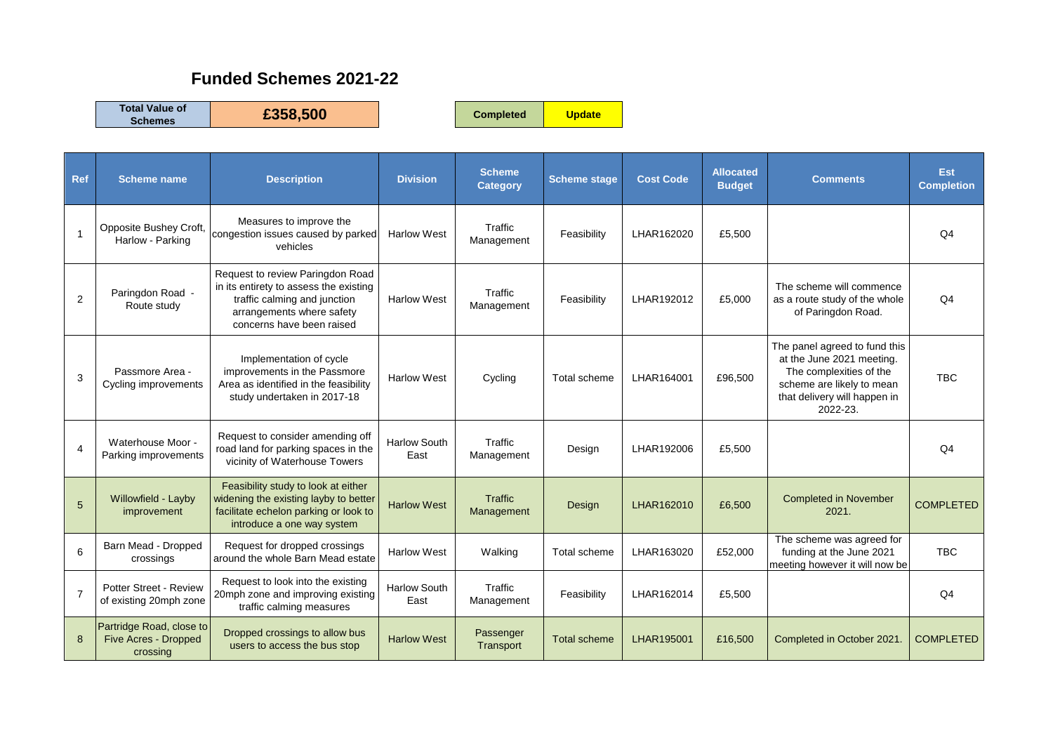# Funded Schemes 2021-22

| Total Value of Schemes | £358,500 |
| --- | --- |

| Completed | Update |
| --- | --- |

| Ref | Scheme name | Description | Division | Scheme Category | Scheme stage | Cost Code | Allocated Budget | Comments | Est Completion |
| --- | --- | --- | --- | --- | --- | --- | --- | --- | --- |
| 1 | Opposite Bushey Croft, Harlow - Parking | Measures to improve the congestion issues caused by parked vehicles | Harlow West | Traffic Management | Feasibility | LHAR162020 | £5,500 | | Q4 |
| 2 | Paringdon Road - Route study | Request to review Paringdon Road in its entirety to assess the existing traffic calming and junction arrangements where safety concerns have been raised | Harlow West | Traffic Management | Feasibility | LHAR192012 | £5,000 | The scheme will commence as a route study of the whole of Paringdon Road. | Q4 |
| 3 | Passmore Area - Cycling improvements | Implementation of cycle improvements in the Passmore Area as identified in the feasibility study undertaken in 2017-18 | Harlow West | Cycling | Total scheme | LHAR164001 | £96,500 | The panel agreed to fund this at the June 2021 meeting. The complexities of the scheme are likely to mean that delivery will happen in 2022-23. | TBC |
| 4 | Waterhouse Moor - Parking improvements | Request to consider amending off road land for parking spaces in the vicinity of Waterhouse Towers | Harlow South East | Traffic Management | Design | LHAR192006 | £5,500 | | Q4 |
| 5 | Willowfield - Layby improvement | Feasibility study to look at either widening the existing layby to better facilitate echelon parking or look to introduce a one way system | Harlow West | Traffic Management | Design | LHAR162010 | £6,500 | Completed in November 2021. | COMPLETED |
| 6 | Barn Mead - Dropped crossings | Request for dropped crossings around the whole Barn Mead estate | Harlow West | Walking | Total scheme | LHAR163020 | £52,000 | The scheme was agreed for funding at the June 2021 meeting however it will now be | TBC |
| 7 | Potter Street - Review of existing 20mph zone | Request to look into the existing 20mph zone and improving existing traffic calming measures | Harlow South East | Traffic Management | Feasibility | LHAR162014 | £5,500 | | Q4 |
| 8 | Partridge Road, close to Five Acres - Dropped crossing | Dropped crossings to allow bus users to access the bus stop | Harlow West | Passenger Transport | Total scheme | LHAR195001 | £16,500 | Completed in October 2021. | COMPLETED |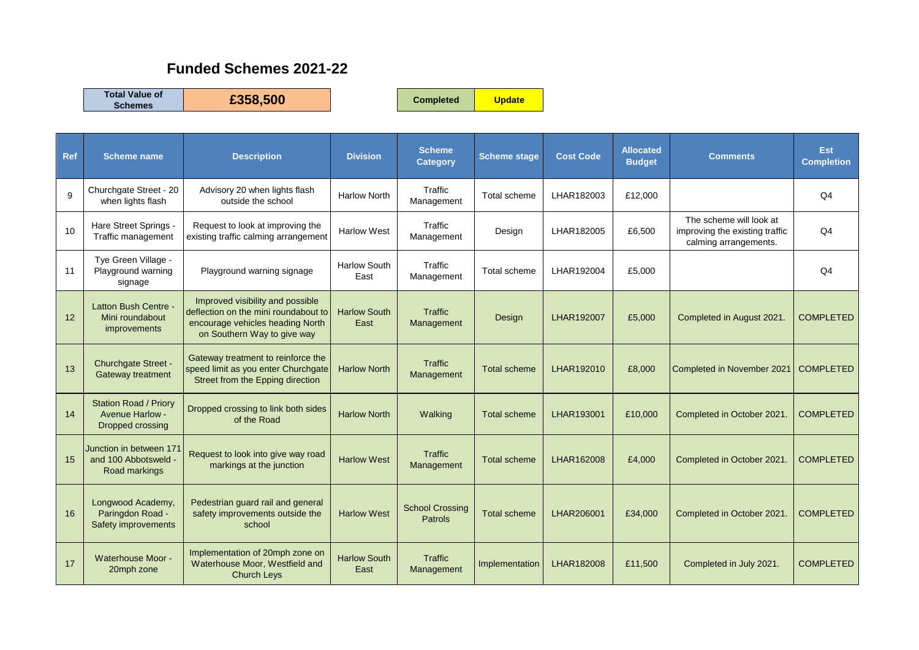## Funded Schemes 2021-22

| Total Value of Schemes | £358,500 |
|---|---|

| Completed | Update |
|---|---|

| Ref | Scheme name | Description | Division | Scheme Category | Scheme stage | Cost Code | Allocated Budget | Comments | Est Completion |
|---|---|---|---|---|---|---|---|---|---|
| 9 | Churchgate Street - 20 when lights flash | Advisory 20 when lights flash outside the school | Harlow North | Traffic Management | Total scheme | LHAR182003 | £12,000 | | Q4 |
| 10 | Hare Street Springs - Traffic management | Request to look at improving the existing traffic calming arrangement | Harlow West | Traffic Management | Design | LHAR182005 | £6,500 | The scheme will look at improving the existing traffic calming arrangements. | Q4 |
| 11 | Tye Green Village - Playground warning signage | Playground warning signage | Harlow South East | Traffic Management | Total scheme | LHAR192004 | £5,000 | | Q4 |
| 12 | Latton Bush Centre - Mini roundabout improvements | Improved visibility and possible deflection on the mini roundabout to encourage vehicles heading North on Southern Way to give way | Harlow South East | Traffic Management | Design | LHAR192007 | £5,000 | Completed in August 2021. | COMPLETED |
| 13 | Churchgate Street - Gateway treatment | Gateway treatment to reinforce the speed limit as you enter Churchgate Street from the Epping direction | Harlow North | Traffic Management | Total scheme | LHAR192010 | £8,000 | Completed in November 2021 | COMPLETED |
| 14 | Station Road / Priory Avenue Harlow - Dropped crossing | Dropped crossing to link both sides of the Road | Harlow North | Walking | Total scheme | LHAR193001 | £10,000 | Completed in October 2021. | COMPLETED |
| 15 | Junction in between 171 and 100 Abbotsweld - Road markings | Request to look into give way road markings at the junction | Harlow West | Traffic Management | Total scheme | LHAR162008 | £4,000 | Completed in October 2021. | COMPLETED |
| 16 | Longwood Academy, Paringdon Road - Safety improvements | Pedestrian guard rail and general safety improvements outside the school | Harlow West | School Crossing Patrols | Total scheme | LHAR206001 | £34,000 | Completed in October 2021. | COMPLETED |
| 17 | Waterhouse Moor - 20mph zone | Implementation of 20mph zone on Waterhouse Moor, Westfield and Church Leys | Harlow South East | Traffic Management | Implementation | LHAR182008 | £11,500 | Completed in July 2021. | COMPLETED |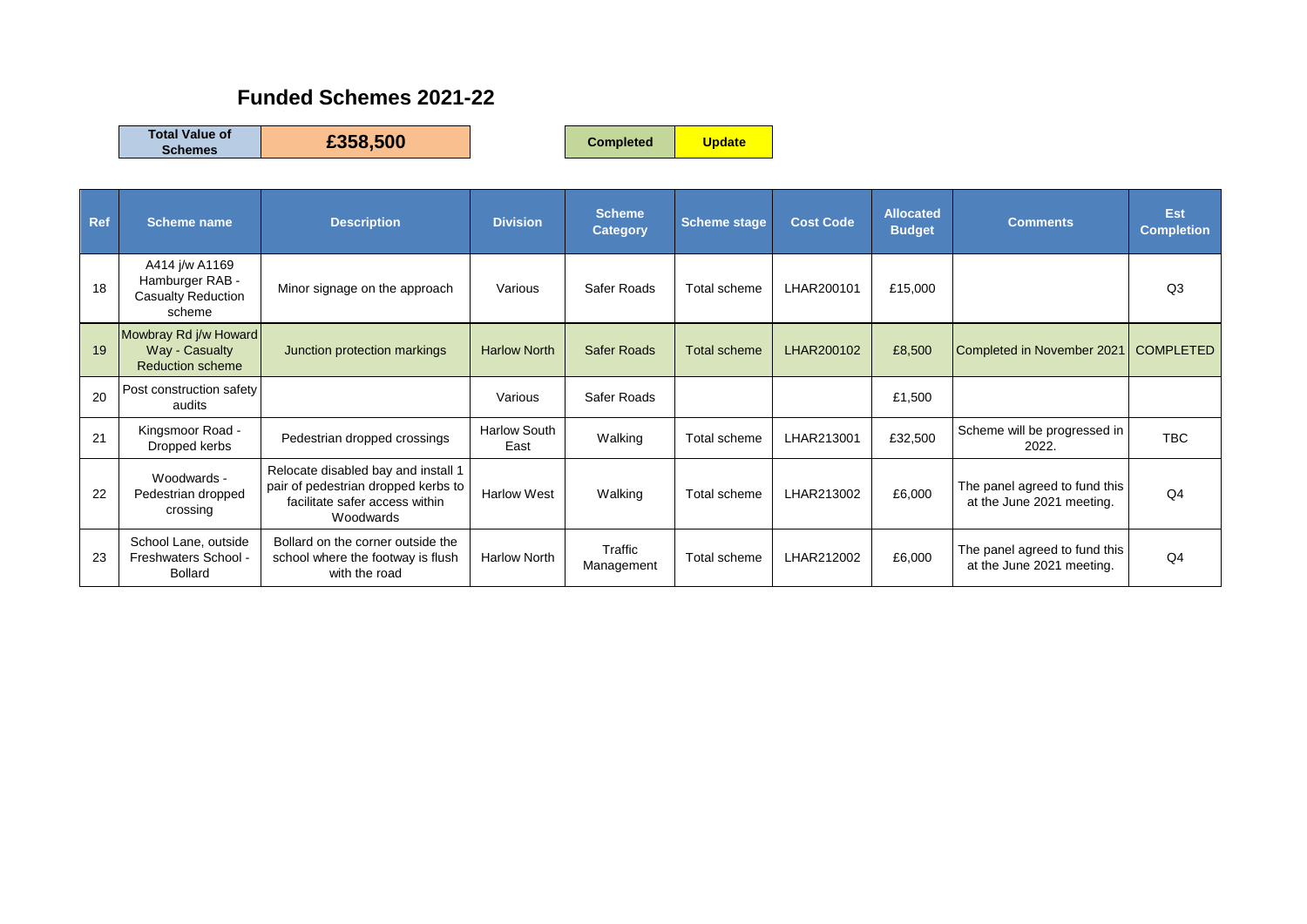## Funded Schemes 2021-22

| Total Value of Schemes | £358,500 |
|---|---|

| Completed | Update |
|---|---|

| Ref | Scheme name | Description | Division | Scheme Category | Scheme stage | Cost Code | Allocated Budget | Comments | Est Completion |
|---|---|---|---|---|---|---|---|---|---|
| 18 | A414 j/w A1169 Hamburger RAB - Casualty Reduction scheme | Minor signage on the approach | Various | Safer Roads | Total scheme | LHAR200101 | £15,000 | | Q3 |
| 19 | Mowbray Rd j/w Howard Way - Casualty Reduction scheme | Junction protection markings | Harlow North | Safer Roads | Total scheme | LHAR200102 | £8,500 | Completed in November 2021 | COMPLETED |
| 20 | Post construction safety audits | | Various | Safer Roads | | | £1,500 | | |
| 21 | Kingsmoor Road - Dropped kerbs | Pedestrian dropped crossings | Harlow South East | Walking | Total scheme | LHAR213001 | £32,500 | Scheme will be progressed in 2022. | TBC |
| 22 | Woodwards - Pedestrian dropped crossing | Relocate disabled bay and install 1 pair of pedestrian dropped kerbs to facilitate safer access within Woodwards | Harlow West | Walking | Total scheme | LHAR213002 | £6,000 | The panel agreed to fund this at the June 2021 meeting. | Q4 |
| 23 | School Lane, outside Freshwaters School - Bollard | Bollard on the corner outside the school where the footway is flush with the road | Harlow North | Traffic Management | Total scheme | LHAR212002 | £6,000 | The panel agreed to fund this at the June 2021 meeting. | Q4 |